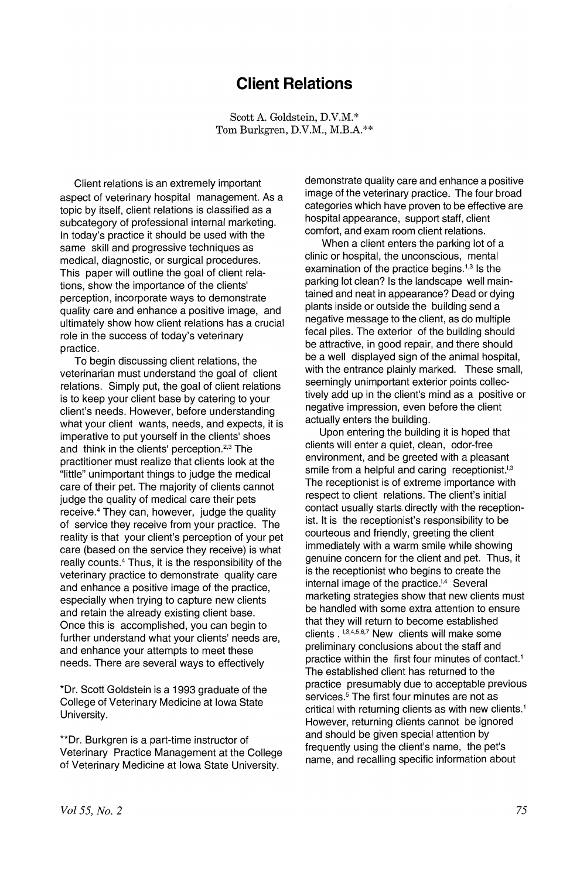# Client Relations

Scott A. Goldstein, D.V.M.*
Tom Burkgren, D.V.M., M.B.A.**

Client relations is an extremely important aspect of veterinary hospital management. As a topic by itself, client relations is classified as a subcategory of professional internal marketing. In today's practice it should be used with the same skill and progressive techniques as medical, diagnostic, or surgical procedures. This paper will outline the goal of client relations, show the importance of the clients' perception, incorporate ways to demonstrate quality care and enhance a positive image, and ultimately show how client relations has a crucial role in the success of today's veterinary practice.

To begin discussing client relations, the veterinarian must understand the goal of client relations. Simply put, the goal of client relations is to keep your client base by catering to your client's needs. However, before understanding what your client wants, needs, and expects, it is imperative to put yourself in the clients' shoes and think in the clients' perception.[2,3] The practitioner must realize that clients look at the "little" unimportant things to judge the medical care of their pet. The majority of clients cannot judge the quality of medical care their pets receive.[4] They can, however, judge the quality of service they receive from your practice. The reality is that your client's perception of your pet care (based on the service they receive) is what really counts.[4] Thus, it is the responsibility of the veterinary practice to demonstrate quality care and enhance a positive image of the practice, especially when trying to capture new clients and retain the already existing client base. Once this is accomplished, you can begin to further understand what your clients' needs are, and enhance your attempts to meet these needs. There are several ways to effectively demonstrate quality care and enhance a positive image of the veterinary practice. The four broad categories which have proven to be effective are hospital appearance, support staff, client comfort, and exam room client relations.

When a client enters the parking lot of a clinic or hospital, the unconscious, mental examination of the practice begins.[1,3] Is the parking lot clean? Is the landscape well maintained and neat in appearance? Dead or dying plants inside or outside the building send a negative message to the client, as do multiple fecal piles. The exterior of the building should be attractive, in good repair, and there should be a well displayed sign of the animal hospital, with the entrance plainly marked. These small, seemingly unimportant exterior points collectively add up in the client's mind as a positive or negative impression, even before the client actually enters the building.

Upon entering the building it is hoped that clients will enter a quiet, clean, odor-free environment, and be greeted with a pleasant smile from a helpful and caring receptionist.[1,3] The receptionist is of extreme importance with respect to client relations. The client's initial contact usually starts directly with the receptionist. It is the receptionist's responsibility to be courteous and friendly, greeting the client immediately with a warm smile while showing genuine concern for the client and pet. Thus, it is the receptionist who begins to create the internal image of the practice.[1,4] Several marketing strategies show that new clients must be handled with some extra attention to ensure that they will return to become established clients.[1,3,4,5,6,7] New clients will make some preliminary conclusions about the staff and practice within the first four minutes of contact.[1] The established client has returned to the practice presumably due to acceptable previous services.[5] The first four minutes are not as critical with returning clients as with new clients.[1] However, returning clients cannot be ignored and should be given special attention by frequently using the client's name, the pet's name, and recalling specific information about

*Dr. Scott Goldstein is a 1993 graduate of the College of Veterinary Medicine at Iowa State University.

**Dr. Burkgren is a part-time instructor of Veterinary Practice Management at the College of Veterinary Medicine at Iowa State University.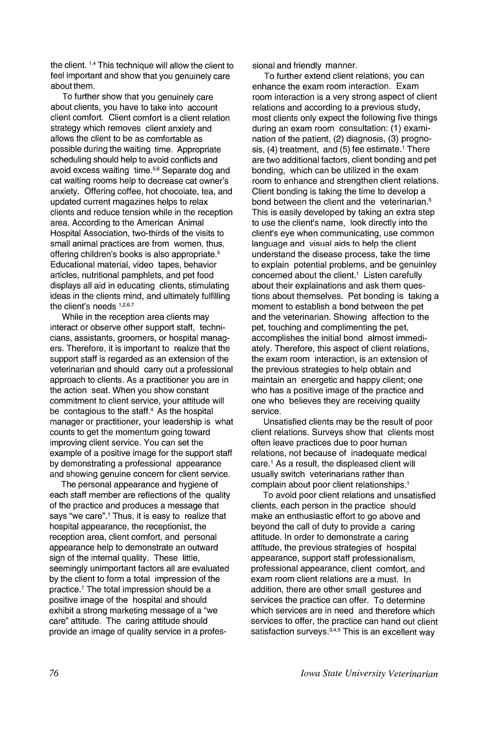the client. [1,4] This technique will allow the client to feel important and show that you genuinely care about them.

To further show that you genuinely care about clients, you have to take into account client comfort. Client comfort is a client relation strategy which removes client anxiety and allows the client to be as comfortable as possible during the waiting time. Appropriate scheduling should help to avoid conflicts and avoid excess waiting time.[5,6] Separate dog and cat waiting rooms help to decrease cat owner's anxiety. Offering coffee, hot chocolate, tea, and updated current magazines helps to relax clients and reduce tension while in the reception area. According to the American Animal Hospital Association, two-thirds of the visits to small animal practices are from women, thus, offering children's books is also appropriate.[5] Educational material, video tapes, behavior articles, nutritional pamphlets, and pet food displays all aid in educating clients, stimulating ideas in the clients mind, and ultimately fulfilling the client's needs [1,2,6,7]

While in the reception area clients may interact or observe other support staff, technicians, assistants, groomers, or hospital managers. Therefore, it is important to realize that the support staff is regarded as an extension of the veterinarian and should carry out a professional approach to clients. As a practitioner you are in the action seat. When you show constant commitment to client service, your attitude will be contagious to the staff.[4] As the hospital manager or practitioner, your leadership is what counts to get the momentum going toward improving client service. You can set the example of a positive image for the support staff by demonstrating a professional appearance and showing genuine concern for client service.

The personal appearance and hygiene of each staff member are reflections of the quality of the practice and produces a message that says "we care".[1] Thus, it is easy to realize that hospital appearance, the receptionist, the reception area, client comfort, and personal appearance help to demonstrate an outward sign of the internal quality. These little, seemingly unimportant factors all are evaluated by the client to form a total impression of the practice.[7] The total impression should be a positive image of the hospital and should exhibit a strong marketing message of a "we care" attitude. The caring attitude should provide an image of quality service in a professional and friendly manner.

To further extend client relations, you can enhance the exam room interaction. Exam room interaction is a very strong aspect of client relations and according to a previous study, most clients only expect the following five things during an exam room consultation: (1) examination of the patient, (2) diagnosis, (3) prognosis, (4) treatment, and (5) fee estimate.[1] There are two additional factors, client bonding and pet bonding, which can be utilized in the exam room to enhance and strengthen client relations. Client bonding is taking the time to develop a bond between the client and the veterinarian.[5] This is easily developed by taking an extra step to use the client's name, look directly into the client's eye when communicating, use common language and visual aids to help the client understand the disease process, take the time to explain potential problems, and be genuinley concerned about the client.[1] Listen carefully about their explainations and ask them questions about themselves. Pet bonding is taking a moment to establish a bond between the pet and the veterinarian. Showing affection to the pet, touching and complimenting the pet, accomplishes the initial bond almost immediately. Therefore, this aspect of client relations, the exam room interaction, is an extension of the previous strategies to help obtain and maintain an energetic and happy client; one who has a positive image of the practice and one who believes they are receiving quality service.

Unsatisfied clients may be the result of poor client relations. Surveys show that clients most often leave practices due to poor human relations, not because of inadequate medical care.[1] As a result, the displeased client will usually switch veterinarians rather than complain about poor client relationships.[1]

To avoid poor client relations and unsatisfied clients, each person in the practice should make an enthusiastic effort to go above and beyond the call of duty to provide a caring attitude. In order to demonstrate a caring attitude, the previous strategies of hospital appearance, support staff professionalism, professional appearance, client comfort, and exam room client relations are a must. In addition, there are other small gestures and services the practice can offer. To determine which services are in need and therefore which services to offer, the practice can hand out client satisfaction surveys.[3,4,5] This is an excellent way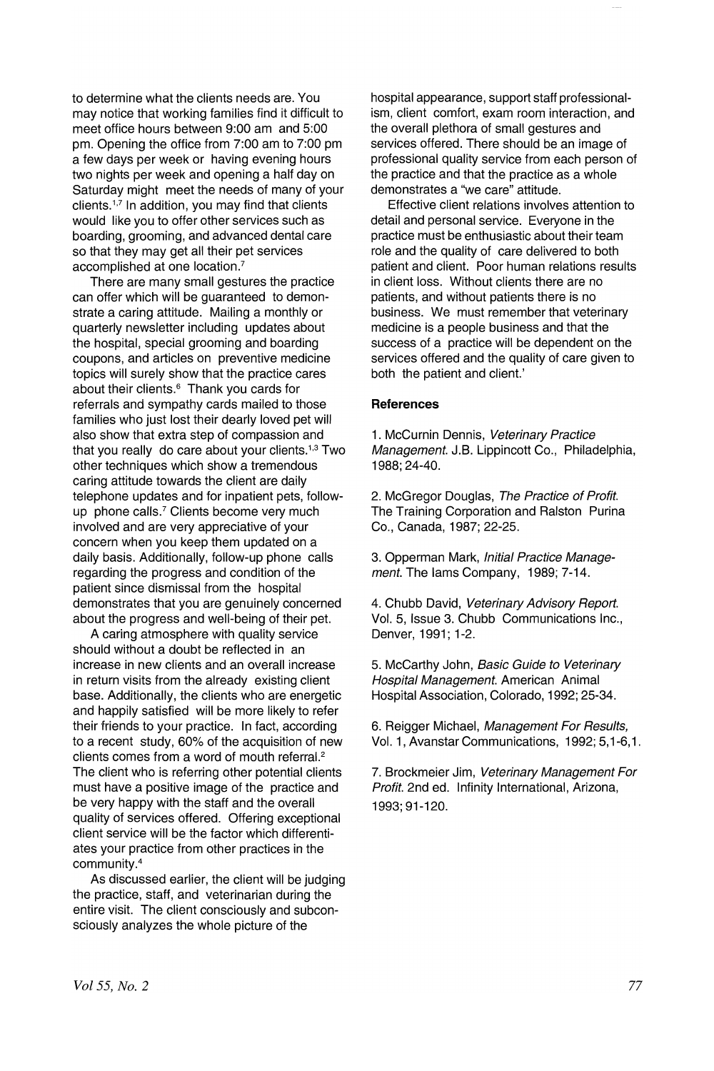to determine what the clients needs are. You may notice that working families find it difficult to meet office hours between 9:00 am and 5:00 pm. Opening the office from 7:00 am to 7:00 pm a few days per week or having evening hours two nights per week and opening a half day on Saturday might meet the needs of many of your clients.[1,7] In addition, you may find that clients would like you to offer other services such as boarding, grooming, and advanced dental care so that they may get all their pet services accomplished at one location.[7]

There are many small gestures the practice can offer which will be guaranteed to demonstrate a caring attitude. Mailing a monthly or quarterly newsletter including updates about the hospital, special grooming and boarding coupons, and articles on preventive medicine topics will surely show that the practice cares about their clients.[6] Thank you cards for referrals and sympathy cards mailed to those families who just lost their dearly loved pet will also show that extra step of compassion and that you really do care about your clients.[1,3] Two other techniques which show a tremendous caring attitude towards the client are daily telephone updates and for inpatient pets, follow-up phone calls.[7] Clients become very much involved and are very appreciative of your concern when you keep them updated on a daily basis. Additionally, follow-up phone calls regarding the progress and condition of the patient since dismissal from the hospital demonstrates that you are genuinely concerned about the progress and well-being of their pet.

A caring atmosphere with quality service should without a doubt be reflected in an increase in new clients and an overall increase in return visits from the already existing client base. Additionally, the clients who are energetic and happily satisfied will be more likely to refer their friends to your practice. In fact, according to a recent study, 60% of the acquisition of new clients comes from a word of mouth referral.[2] The client who is referring other potential clients must have a positive image of the practice and be very happy with the staff and the overall quality of services offered. Offering exceptional client service will be the factor which differentiates your practice from other practices in the community.[4]

As discussed earlier, the client will be judging the practice, staff, and veterinarian during the entire visit. The client consciously and subconsciously analyzes the whole picture of the hospital appearance, support staff professionalism, client comfort, exam room interaction, and the overall plethora of small gestures and services offered. There should be an image of professional quality service from each person of the practice and that the practice as a whole demonstrates a "we care" attitude.

Effective client relations involves attention to detail and personal service. Everyone in the practice must be enthusiastic about their team role and the quality of care delivered to both patient and client. Poor human relations results in client loss. Without clients there are no patients, and without patients there is no business. We must remember that veterinary medicine is a people business and that the success of a practice will be dependent on the services offered and the quality of care given to both the patient and client.'

**References**

1. McCurnin Dennis, *Veterinary Practice Management*. J.B. Lippincott Co., Philadelphia, 1988; 24-40.

2. McGregor Douglas, *The Practice of Profit*. The Training Corporation and Ralston Purina Co., Canada, 1987; 22-25.

3. Opperman Mark, *Initial Practice Management*. The Iams Company, 1989; 7-14.

4. Chubb David, *Veterinary Advisory Report*. Vol. 5, Issue 3. Chubb Communications Inc., Denver, 1991; 1-2.

5. McCarthy John, *Basic Guide to Veterinary Hospital Management*. American Animal Hospital Association, Colorado, 1992; 25-34.

6. Reigger Michael, *Management For Results*, Vol. 1, Avanstar Communications, 1992; 5,1-6,1.

7. Brockmeier Jim, *Veterinary Management For Profit*. 2nd ed. Infinity International, Arizona, 1993; 91-120.